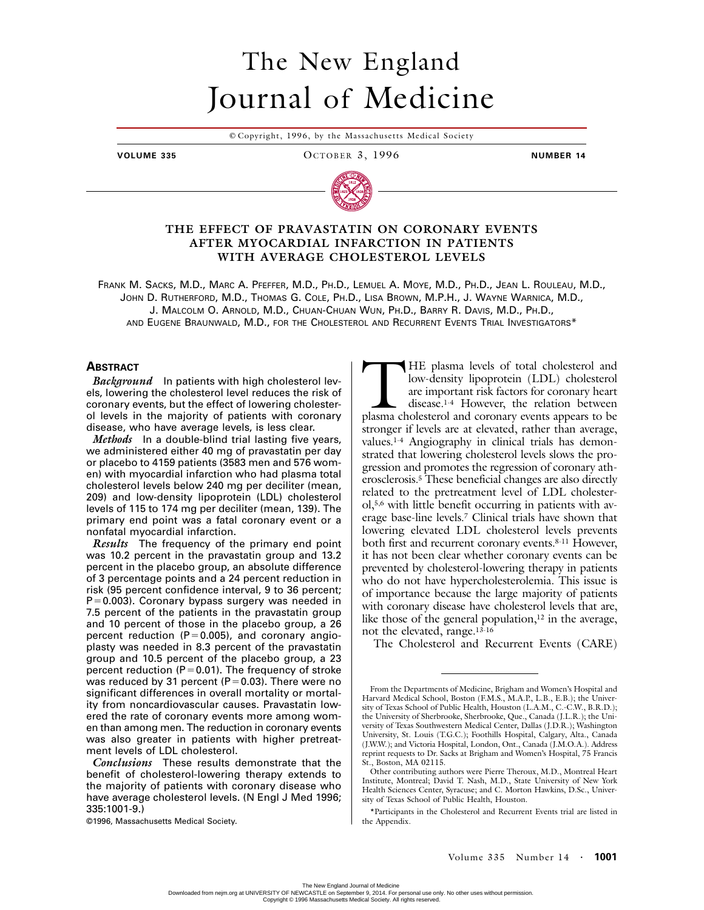# The New England Journal of Medicine

© Copyright, 1996, by the Massachusetts Medical Society

## THE EFFECT OF PRAVASTATIN ON CORONARY EVENTS AFTER MYOCARDIAL INFARCTION IN PATIENTS WITH AVERAGE CHOLESTEROL LEVELS

Frank M. Sacks, M.D., Marc A. Pfeffer, M.D., Ph.D., Lemuel A. Moye, M.D., Ph.D., Jean L. Rouleau, M.D., John D. Rutherford, M.D., Thomas G. Cole, Ph.D., Lisa Brown, M.P.H., J. Wayne Warnica, M.D., J. Malcolm O. Arnold, M.D., Chuan-Chuan Wun, Ph.D., Barry R. Davis, M.D., Ph.D., and Eugene Braunwald, M.D., for the Cholesterol and Recurrent Events Trial Investigators*

### Abstract

***Background*** In patients with high cholesterol levels, lowering the cholesterol level reduces the risk of coronary events, but the effect of lowering cholesterol levels in the majority of patients with coronary disease, who have average levels, is less clear.

***Methods*** In a double-blind trial lasting five years, we administered either 40 mg of pravastatin per day or placebo to 4159 patients (3583 men and 576 women) with myocardial infarction who had plasma total cholesterol levels below 240 mg per deciliter (mean, 209) and low-density lipoprotein (LDL) cholesterol levels of 115 to 174 mg per deciliter (mean, 139). The primary end point was a fatal coronary event or a nonfatal myocardial infarction.

***Results*** The frequency of the primary end point was 10.2 percent in the pravastatin group and 13.2 percent in the placebo group, an absolute difference of 3 percentage points and a 24 percent reduction in risk (95 percent confidence interval, 9 to 36 percent; $P=0.003$). Coronary bypass surgery was needed in 7.5 percent of the patients in the pravastatin group and 10 percent of those in the placebo group, a 26 percent reduction ($P=0.005$), and coronary angioplasty was needed in 8.3 percent of the pravastatin group and 10.5 percent of the placebo group, a 23 percent reduction ($P=0.01$). The frequency of stroke was reduced by 31 percent ($P=0.03$). There were no significant differences in overall mortality or mortality from noncardiovascular causes. Pravastatin lowered the rate of coronary events more among women than among men. The reduction in coronary events was also greater in patients with higher pretreatment levels of LDL cholesterol.

***Conclusions*** These results demonstrate that the benefit of cholesterol-lowering therapy extends to the majority of patients with coronary disease who have average cholesterol levels. (N Engl J Med 1996; 335:1001-9.)

©1996, Massachusetts Medical Society.

THE plasma levels of total cholesterol and low-density lipoprotein (LDL) cholesterol are important risk factors for coronary heart disease.[1-4] However, the relation between plasma cholesterol and coronary events appears to be stronger if levels are at elevated, rather than average, values.[1-4] Angiography in clinical trials has demonstrated that lowering cholesterol levels slows the progression and promotes the regression of coronary atherosclerosis.[5] These beneficial changes are also directly related to the pretreatment level of LDL cholesterol,[5,6] with little benefit occurring in patients with average base-line levels.[7] Clinical trials have shown that lowering elevated LDL cholesterol levels prevents both first and recurrent coronary events.[8-11] However, it has not been clear whether coronary events can be prevented by cholesterol-lowering therapy in patients who do not have hypercholesterolemia. This issue is of importance because the large majority of patients with coronary disease have cholesterol levels that are, like those of the general population,[12] in the average, not the elevated, range.[13-16]

The Cholesterol and Recurrent Events (CARE)

---

From the Departments of Medicine, Brigham and Women's Hospital and Harvard Medical School, Boston (F.M.S., M.A.P., L.B., E.B.); the University of Texas School of Public Health, Houston (L.A.M., C.-C.W., B.R.D.); the University of Sherbrooke, Sherbrooke, Que., Canada (J.L.R.); the University of Texas Southwestern Medical Center, Dallas (J.D.R.); Washington University, St. Louis (T.G.C.); Foothills Hospital, Calgary, Alta., Canada (J.W.W.); and Victoria Hospital, London, Ont., Canada (J.M.O.A.). Address reprint requests to Dr. Sacks at Brigham and Women's Hospital, 75 Francis St., Boston, MA 02115.

Other contributing authors were Pierre Theroux, M.D., Montreal Heart Institute, Montreal; David T. Nash, M.D., State University of New York Health Sciences Center, Syracuse; and C. Morton Hawkins, D.Sc., University of Texas School of Public Health, Houston.

*Participants in the Cholesterol and Recurrent Events trial are listed in the Appendix.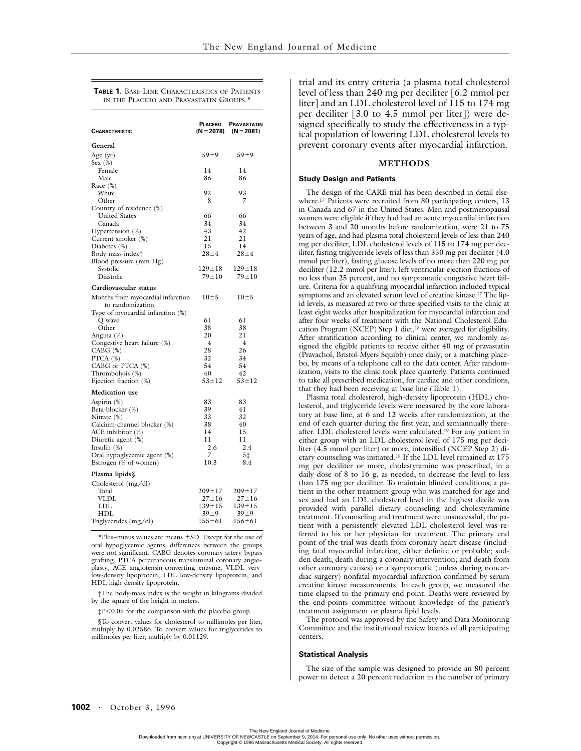**TABLE 1.** BASE-LINE CHARACTERISTICS OF PATIENTS IN THE PLACEBO AND PRAVASTATIN GROUPS.*

| CHARACTERISTIC | PLACEBO (N=2078) | PRAVASTATIN (N=2081) |
|---|---|---|
| **General** | | |
| Age (yr) | 59±9 | 59±9 |
| Sex (%) | | |
| Female | 14 | 14 |
| Male | 86 | 86 |
| Race (%) | | |
| White | 92 | 93 |
| Other | 8 | 7 |
| Country of residence (%) | | |
| United States | 66 | 66 |
| Canada | 34 | 34 |
| Hypertension (%) | 43 | 42 |
| Current smoker (%) | 21 | 21 |
| Diabetes (%) | 15 | 14 |
| Body-mass index† | 28±4 | 28±4 |
| Blood pressure (mm Hg) | | |
| Systolic | 129±18 | 129±18 |
| Diastolic | 79±10 | 79±10 |
| **Cardiovascular status** | | |
| Months from myocardial infarction to randomization | 10±5 | 10±5 |
| Type of myocardial infarction (%) | | |
| Q wave | 61 | 61 |
| Other | 38 | 38 |
| Angina (%) | 20 | 21 |
| Congestive heart failure (%) | 4 | 4 |
| CABG (%) | 28 | 26 |
| PTCA (%) | 32 | 34 |
| CABG or PTCA (%) | 54 | 54 |
| Thrombolysis (%) | 40 | 42 |
| Ejection fraction (%) | 53±12 | 53±12 |
| **Medication use** | | |
| Aspirin (%) | 83 | 83 |
| Beta-blocker (%) | 39 | 41 |
| Nitrate (%) | 33 | 32 |
| Calcium-channel blocker (%) | 38 | 40 |
| ACE inhibitor (%) | 14 | 15 |
| Diuretic agent (%) | 11 | 11 |
| Insulin (%) | 2.6 | 2.4 |
| Oral hypoglycemic agent (%) | 7 | 5‡ |
| Estrogen (% of women) | 10.3 | 8.4 |
| **Plasma lipids§** | | |
| Cholesterol (mg/dl) | | |
| Total | 209±17 | 209±17 |
| VLDL | 27±16 | 27±16 |
| LDL | 139±15 | 139±15 |
| HDL | 39±9 | 39±9 |
| Triglycerides (mg/dl) | 155±61 | 156±61 |

*Plus–minus values are means ±SD. Except for the use of oral hypoglycemic agents, differences between the groups were not significant. CABG denotes coronary-artery bypass grafting, PTCA percutaneous transluminal coronary angioplasty, ACE angiotensin-converting enzyme, VLDL very-low-density lipoprotein, LDL low-density lipoprotein, and HDL high-density lipoprotein.

†The body-mass index is the weight in kilograms divided by the square of the height in meters.

‡P<0.05 for the comparison with the placebo group.

§To convert values for cholesterol to millimoles per liter, multiply by 0.02586. To convert values for triglycerides to millimoles per liter, multiply by 0.01129.

trial and its entry criteria (a plasma total cholesterol level of less than 240 mg per deciliter [6.2 mmol per liter] and an LDL cholesterol level of 115 to 174 mg per deciliter [3.0 to 4.5 mmol per liter]) were designed specifically to study the effectiveness in a typical population of lowering LDL cholesterol levels to prevent coronary events after myocardial infarction.

## METHODS

### Study Design and Patients

The design of the CARE trial has been described in detail elsewhere.[17] Patients were recruited from 80 participating centers, 13 in Canada and 67 in the United States. Men and postmenopausal women were eligible if they had had an acute myocardial infarction between 3 and 20 months before randomization, were 21 to 75 years of age, and had plasma total cholesterol levels of less than 240 mg per deciliter, LDL cholesterol levels of 115 to 174 mg per deciliter, fasting triglyceride levels of less than 350 mg per deciliter (4.0 mmol per liter), fasting glucose levels of no more than 220 mg per deciliter (12.2 mmol per liter), left ventricular ejection fractions of no less than 25 percent, and no symptomatic congestive heart failure. Criteria for a qualifying myocardial infarction included typical symptoms and an elevated serum level of creatine kinase.[17] The lipid levels, as measured at two or three specified visits to the clinic at least eight weeks after hospitalization for myocardial infarction and after four weeks of treatment with the National Cholesterol Education Program (NCEP) Step 1 diet,[18] were averaged for eligibility. After stratification according to clinical center, we randomly assigned the eligible patients to receive either 40 mg of pravastatin (Pravachol, Bristol-Myers Squibb) once daily, or a matching placebo, by means of a telephone call to the data center. After randomization, visits to the clinic took place quarterly. Patients continued to take all prescribed medication, for cardiac and other conditions, that they had been receiving at base line (Table 1).

Plasma total cholesterol, high-density lipoprotein (HDL) cholesterol, and triglyceride levels were measured by the core laboratory at base line, at 6 and 12 weeks after randomization, at the end of each quarter during the first year, and semiannually thereafter. LDL cholesterol levels were calculated.[19] For any patient in either group with an LDL cholesterol level of 175 mg per deciliter (4.5 mmol per liter) or more, intensified (NCEP Step 2) dietary counseling was initiated.[18] If the LDL level remained at 175 mg per deciliter or more, cholestyramine was prescribed, in a daily dose of 8 to 16 g, as needed, to decrease the level to less than 175 mg per deciliter. To maintain blinded conditions, a patient in the other treatment group who was matched for age and sex and had an LDL cholesterol level in the highest decile was provided with parallel dietary counseling and cholestyramine treatment. If counseling and treatment were unsuccessful, the patient with a persistently elevated LDL cholesterol level was referred to his or her physician for treatment. The primary end point of the trial was death from coronary heart disease (including fatal myocardial infarction, either definite or probable; sudden death; death during a coronary intervention; and death from other coronary causes) or a symptomatic (unless during noncardiac surgery) nonfatal myocardial infarction confirmed by serum creatine kinase measurements. In each group, we measured the time elapsed to the primary end point. Deaths were reviewed by the end-points committee without knowledge of the patient's treatment assignment or plasma lipid levels.

The protocol was approved by the Safety and Data Monitoring Committee and the institutional review boards of all participating centers.

### Statistical Analysis

The size of the sample was designed to provide an 80 percent power to detect a 20 percent reduction in the number of primary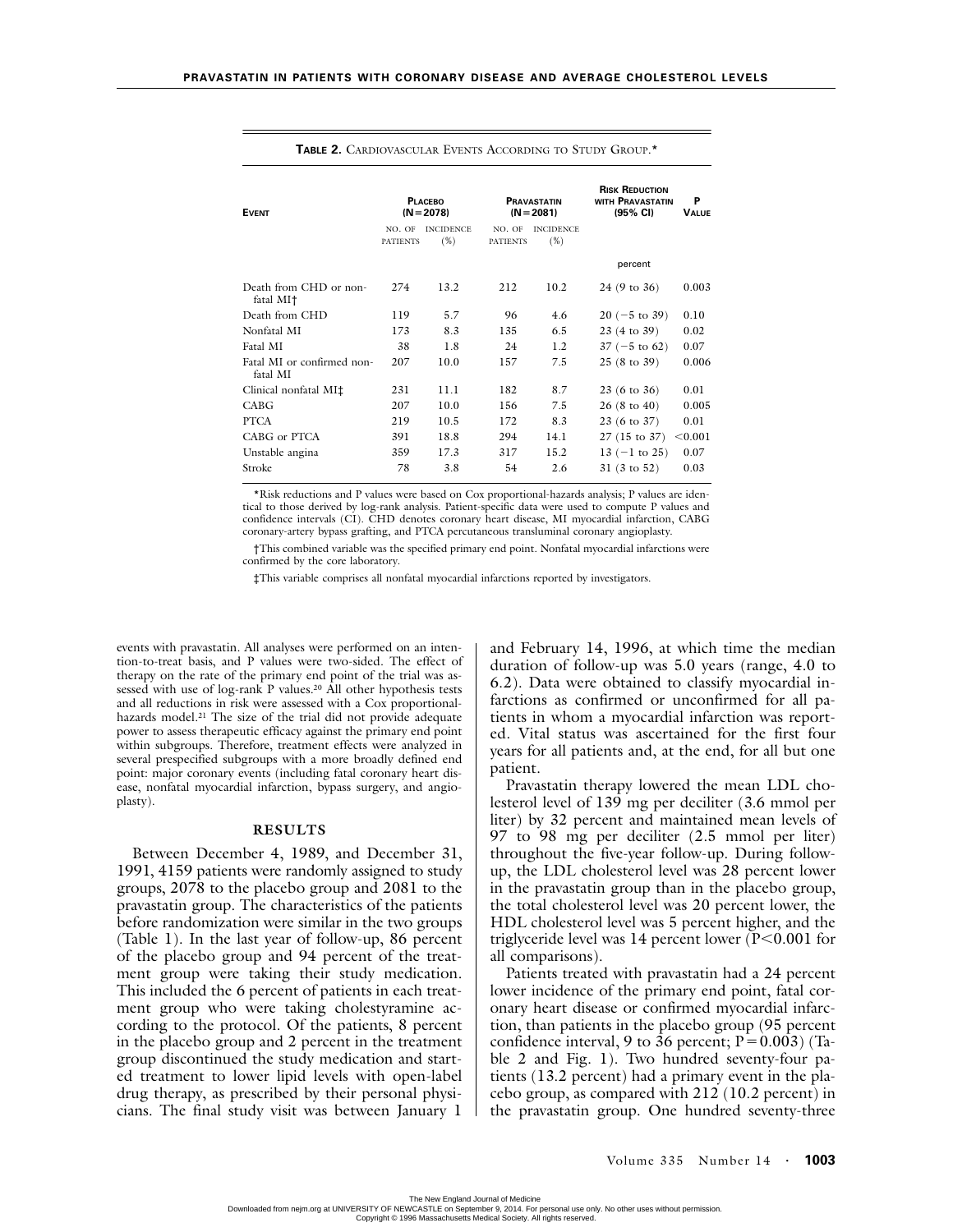**TABLE 2.** CARDIOVASCULAR EVENTS ACCORDING TO STUDY GROUP.*

| EVENT | PLACEBO (N=2078) | | PRAVASTATIN (N=2081) | | RISK REDUCTION WITH PRAVASTATIN (95% CI) | P VALUE |
|---|---|---|---|---|---|---|
| | NO. OF PATIENTS | INCIDENCE (%) | NO. OF PATIENTS | INCIDENCE (%) | percent | |
| Death from CHD or nonfatal MI† | 274 | 13.2 | 212 | 10.2 | 24 (9 to 36) | 0.003 |
| Death from CHD | 119 | 5.7 | 96 | 4.6 | 20 (−5 to 39) | 0.10 |
| Nonfatal MI | 173 | 8.3 | 135 | 6.5 | 23 (4 to 39) | 0.02 |
| Fatal MI | 38 | 1.8 | 24 | 1.2 | 37 (−5 to 62) | 0.07 |
| Fatal MI or confirmed nonfatal MI | 207 | 10.0 | 157 | 7.5 | 25 (8 to 39) | 0.006 |
| Clinical nonfatal MI‡ | 231 | 11.1 | 182 | 8.7 | 23 (6 to 36) | 0.01 |
| CABG | 207 | 10.0 | 156 | 7.5 | 26 (8 to 40) | 0.005 |
| PTCA | 219 | 10.5 | 172 | 8.3 | 23 (6 to 37) | 0.01 |
| CABG or PTCA | 391 | 18.8 | 294 | 14.1 | 27 (15 to 37) | <0.001 |
| Unstable angina | 359 | 17.3 | 317 | 15.2 | 13 (−1 to 25) | 0.07 |
| Stroke | 78 | 3.8 | 54 | 2.6 | 31 (3 to 52) | 0.03 |

*Risk reductions and P values were based on Cox proportional-hazards analysis; P values are identical to those derived by log-rank analysis. Patient-specific data were used to compute P values and confidence intervals (CI). CHD denotes coronary heart disease, MI myocardial infarction, CABG coronary-artery bypass grafting, and PTCA percutaneous transluminal coronary angioplasty.

†This combined variable was the specified primary end point. Nonfatal myocardial infarctions were confirmed by the core laboratory.

‡This variable comprises all nonfatal myocardial infarctions reported by investigators.

events with pravastatin. All analyses were performed on an intention-to-treat basis, and P values were two-sided. The effect of therapy on the rate of the primary end point of the trial was assessed with use of log-rank P values.[20] All other hypothesis tests and all reductions in risk were assessed with a Cox proportional-hazards model.[21] The size of the trial did not provide adequate power to assess therapeutic efficacy against the primary end point within subgroups. Therefore, treatment effects were analyzed in several prespecified subgroups with a more broadly defined end point: major coronary events (including fatal coronary heart disease, nonfatal myocardial infarction, bypass surgery, and angioplasty).

## RESULTS

Between December 4, 1989, and December 31, 1991, 4159 patients were randomly assigned to study groups, 2078 to the placebo group and 2081 to the pravastatin group. The characteristics of the patients before randomization were similar in the two groups (Table 1). In the last year of follow-up, 86 percent of the placebo group and 94 percent of the treatment group were taking their study medication. This included the 6 percent of patients in each treatment group who were taking cholestyramine according to the protocol. Of the patients, 8 percent in the placebo group and 2 percent in the treatment group discontinued the study medication and started treatment to lower lipid levels with open-label drug therapy, as prescribed by their personal physicians. The final study visit was between January 1 and February 14, 1996, at which time the median duration of follow-up was 5.0 years (range, 4.0 to 6.2). Data were obtained to classify myocardial infarctions as confirmed or unconfirmed for all patients in whom a myocardial infarction was reported. Vital status was ascertained for the first four years for all patients and, at the end, for all but one patient.

Pravastatin therapy lowered the mean LDL cholesterol level of 139 mg per deciliter (3.6 mmol per liter) by 32 percent and maintained mean levels of 97 to 98 mg per deciliter (2.5 mmol per liter) throughout the five-year follow-up. During follow-up, the LDL cholesterol level was 28 percent lower in the pravastatin group than in the placebo group, the total cholesterol level was 20 percent lower, the HDL cholesterol level was 5 percent higher, and the triglyceride level was 14 percent lower ($P<0.001$ for all comparisons).

Patients treated with pravastatin had a 24 percent lower incidence of the primary end point, fatal coronary heart disease or confirmed myocardial infarction, than patients in the placebo group (95 percent confidence interval, 9 to 36 percent; $P=0.003$) (Table 2 and Fig. 1). Two hundred seventy-four patients (13.2 percent) had a primary event in the placebo group, as compared with 212 (10.2 percent) in the pravastatin group. One hundred seventy-three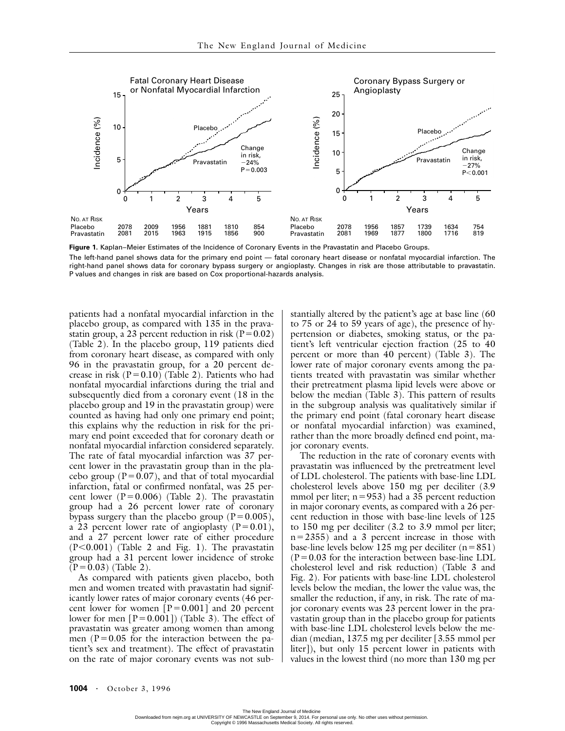Figure 1. Kaplan–Meier Estimates of the Incidence of Coronary Events in the Pravastatin and Placebo Groups.

The left-hand panel shows data for the primary end point — fatal coronary heart disease or nonfatal myocardial infarction. The right-hand panel shows data for coronary bypass surgery or angioplasty. Changes in risk are those attributable to pravastatin. P values and changes in risk are based on Cox proportional-hazards analysis.

patients had a nonfatal myocardial infarction in the placebo group, as compared with 135 in the pravastatin group, a 23 percent reduction in risk (P=0.02) (Table 2). In the placebo group, 119 patients died from coronary heart disease, as compared with only 96 in the pravastatin group, for a 20 percent decrease in risk (P=0.10) (Table 2). Patients who had nonfatal myocardial infarctions during the trial and subsequently died from a coronary event (18 in the placebo group and 19 in the pravastatin group) were counted as having had only one primary end point; this explains why the reduction in risk for the primary end point exceeded that for coronary death or nonfatal myocardial infarction considered separately. The rate of fatal myocardial infarction was 37 percent lower in the pravastatin group than in the placebo group (P=0.07), and that of total myocardial infarction, fatal or confirmed nonfatal, was 25 percent lower (P=0.006) (Table 2). The pravastatin group had a 26 percent lower rate of coronary bypass surgery than the placebo group (P=0.005), a 23 percent lower rate of angioplasty (P=0.01), and a 27 percent lower rate of either procedure (P<0.001) (Table 2 and Fig. 1). The pravastatin group had a 31 percent lower incidence of stroke (P=0.03) (Table 2).

As compared with patients given placebo, both men and women treated with pravastatin had significantly lower rates of major coronary events (46 percent lower for women [P=0.001] and 20 percent lower for men [P=0.001]) (Table 3). The effect of pravastatin was greater among women than among men (P=0.05 for the interaction between the patient's sex and treatment). The effect of pravastatin on the rate of major coronary events was not substantially altered by the patient's age at base line (60 to 75 or 24 to 59 years of age), the presence of hypertension or diabetes, smoking status, or the patient's left ventricular ejection fraction (25 to 40 percent or more than 40 percent) (Table 3). The lower rate of major coronary events among the patients treated with pravastatin was similar whether their pretreatment plasma lipid levels were above or below the median (Table 3). This pattern of results in the subgroup analysis was qualitatively similar if the primary end point (fatal coronary heart disease or nonfatal myocardial infarction) was examined, rather than the more broadly defined end point, major coronary events.

The reduction in the rate of coronary events with pravastatin was influenced by the pretreatment level of LDL cholesterol. The patients with base-line LDL cholesterol levels above 150 mg per deciliter (3.9 mmol per liter; n=953) had a 35 percent reduction in major coronary events, as compared with a 26 percent reduction in those with base-line levels of 125 to 150 mg per deciliter (3.2 to 3.9 mmol per liter; n=2355) and a 3 percent increase in those with base-line levels below 125 mg per deciliter (n=851) (P=0.03 for the interaction between base-line LDL cholesterol level and risk reduction) (Table 3 and Fig. 2). For patients with base-line LDL cholesterol levels below the median, the lower the value was, the smaller the reduction, if any, in risk. The rate of major coronary events was 23 percent lower in the pravastatin group than in the placebo group for patients with base-line LDL cholesterol levels below the median (median, 137.5 mg per deciliter [3.55 mmol per liter]), but only 15 percent lower in patients with values in the lowest third (no more than 130 mg per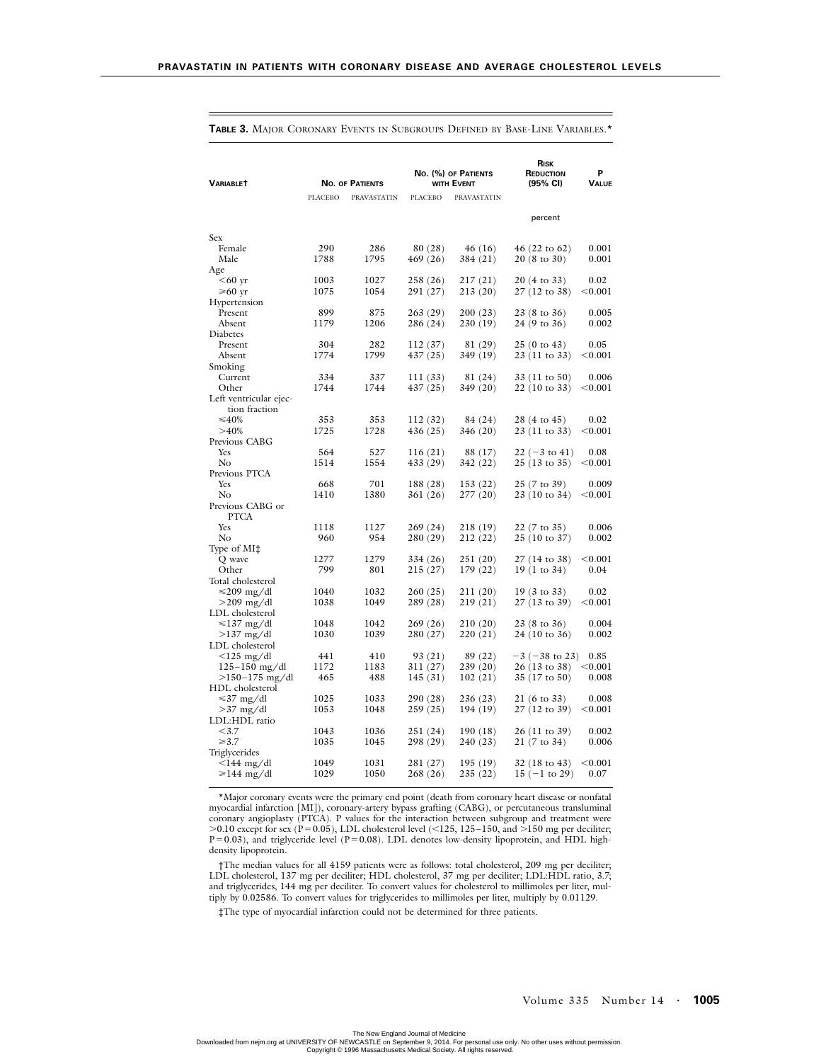**Table 3.** Major Coronary Events in Subgroups Defined by Base-Line Variables.*

| Variable† | No. of Patients | | No. (%) of Patients with Event | | Risk Reduction (95% CI) | P Value |
|---|---|---|---|---|---|---|
| | Placebo | Pravastatin | Placebo | Pravastatin | percent | |
| Sex | | | | | | |
| Female | 290 | 286 | 80 (28) | 46 (16) | 46 (22 to 62) | 0.001 |
| Male | 1788 | 1795 | 469 (26) | 384 (21) | 20 (8 to 30) | 0.001 |
| Age | | | | | | |
| <60 yr | 1003 | 1027 | 258 (26) | 217 (21) | 20 (4 to 33) | 0.02 |
| ≥60 yr | 1075 | 1054 | 291 (27) | 213 (20) | 27 (12 to 38) | <0.001 |
| Hypertension | | | | | | |
| Present | 899 | 875 | 263 (29) | 200 (23) | 23 (8 to 36) | 0.005 |
| Absent | 1179 | 1206 | 286 (24) | 230 (19) | 24 (9 to 36) | 0.002 |
| Diabetes | | | | | | |
| Present | 304 | 282 | 112 (37) | 81 (29) | 25 (0 to 43) | 0.05 |
| Absent | 1774 | 1799 | 437 (25) | 349 (19) | 23 (11 to 33) | <0.001 |
| Smoking | | | | | | |
| Current | 334 | 337 | 111 (33) | 81 (24) | 33 (11 to 50) | 0.006 |
| Other | 1744 | 1744 | 437 (25) | 349 (20) | 22 (10 to 33) | <0.001 |
| Left ventricular ejection fraction | | | | | | |
| ≤40% | 353 | 353 | 112 (32) | 84 (24) | 28 (4 to 45) | 0.02 |
| >40% | 1725 | 1728 | 436 (25) | 346 (20) | 23 (11 to 33) | <0.001 |
| Previous CABG | | | | | | |
| Yes | 564 | 527 | 116 (21) | 88 (17) | 22 (−3 to 41) | 0.08 |
| No | 1514 | 1554 | 433 (29) | 342 (22) | 25 (13 to 35) | <0.001 |
| Previous PTCA | | | | | | |
| Yes | 668 | 701 | 188 (28) | 153 (22) | 25 (7 to 39) | 0.009 |
| No | 1410 | 1380 | 361 (26) | 277 (20) | 23 (10 to 34) | <0.001 |
| Previous CABG or PTCA | | | | | | |
| Yes | 1118 | 1127 | 269 (24) | 218 (19) | 22 (7 to 35) | 0.006 |
| No | 960 | 954 | 280 (29) | 212 (22) | 25 (10 to 37) | 0.002 |
| Type of MI‡ | | | | | | |
| Q wave | 1277 | 1279 | 334 (26) | 251 (20) | 27 (14 to 38) | <0.001 |
| Other | 799 | 801 | 215 (27) | 179 (22) | 19 (1 to 34) | 0.04 |
| Total cholesterol | | | | | | |
| ≤209 mg/dl | 1040 | 1032 | 260 (25) | 211 (20) | 19 (3 to 33) | 0.02 |
| >209 mg/dl | 1038 | 1049 | 289 (28) | 219 (21) | 27 (13 to 39) | <0.001 |
| LDL cholesterol | | | | | | |
| ≤137 mg/dl | 1048 | 1042 | 269 (26) | 210 (20) | 23 (8 to 36) | 0.004 |
| >137 mg/dl | 1030 | 1039 | 280 (27) | 220 (21) | 24 (10 to 36) | 0.002 |
| LDL cholesterol | | | | | | |
| <125 mg/dl | 441 | 410 | 93 (21) | 89 (22) | −3 (−38 to 23) | 0.85 |
| 125–150 mg/dl | 1172 | 1183 | 311 (27) | 239 (20) | 26 (13 to 38) | <0.001 |
| >150–175 mg/dl | 465 | 488 | 145 (31) | 102 (21) | 35 (17 to 50) | 0.008 |
| HDL cholesterol | | | | | | |
| ≤37 mg/dl | 1025 | 1033 | 290 (28) | 236 (23) | 21 (6 to 33) | 0.008 |
| >37 mg/dl | 1053 | 1048 | 259 (25) | 194 (19) | 27 (12 to 39) | <0.001 |
| LDL:HDL ratio | | | | | | |
| <3.7 | 1043 | 1036 | 251 (24) | 190 (18) | 26 (11 to 39) | 0.002 |
| ≥3.7 | 1035 | 1045 | 298 (29) | 240 (23) | 21 (7 to 34) | 0.006 |
| Triglycerides | | | | | | |
| <144 mg/dl | 1049 | 1031 | 281 (27) | 195 (19) | 32 (18 to 43) | <0.001 |
| ≥144 mg/dl | 1029 | 1050 | 268 (26) | 235 (22) | 15 (−1 to 29) | 0.07 |

*Major coronary events were the primary end point (death from coronary heart disease or nonfatal myocardial infarction [MI]), coronary-artery bypass grafting (CABG), or percutaneous transluminal coronary angioplasty (PTCA). P values for the interaction between subgroup and treatment were >0.10 except for sex (P=0.05), LDL cholesterol level (<125, 125–150, and >150 mg per deciliter; P=0.03), and triglyceride level (P=0.08). LDL denotes low-density lipoprotein, and HDL high-density lipoprotein.

†The median values for all 4159 patients were as follows: total cholesterol, 209 mg per deciliter; LDL cholesterol, 137 mg per deciliter; HDL cholesterol, 37 mg per deciliter; LDL:HDL ratio, 3.7; and triglycerides, 144 mg per deciliter. To convert values for cholesterol to millimoles per liter, multiply by 0.02586. To convert values for triglycerides to millimoles per liter, multiply by 0.01129.

‡The type of myocardial infarction could not be determined for three patients.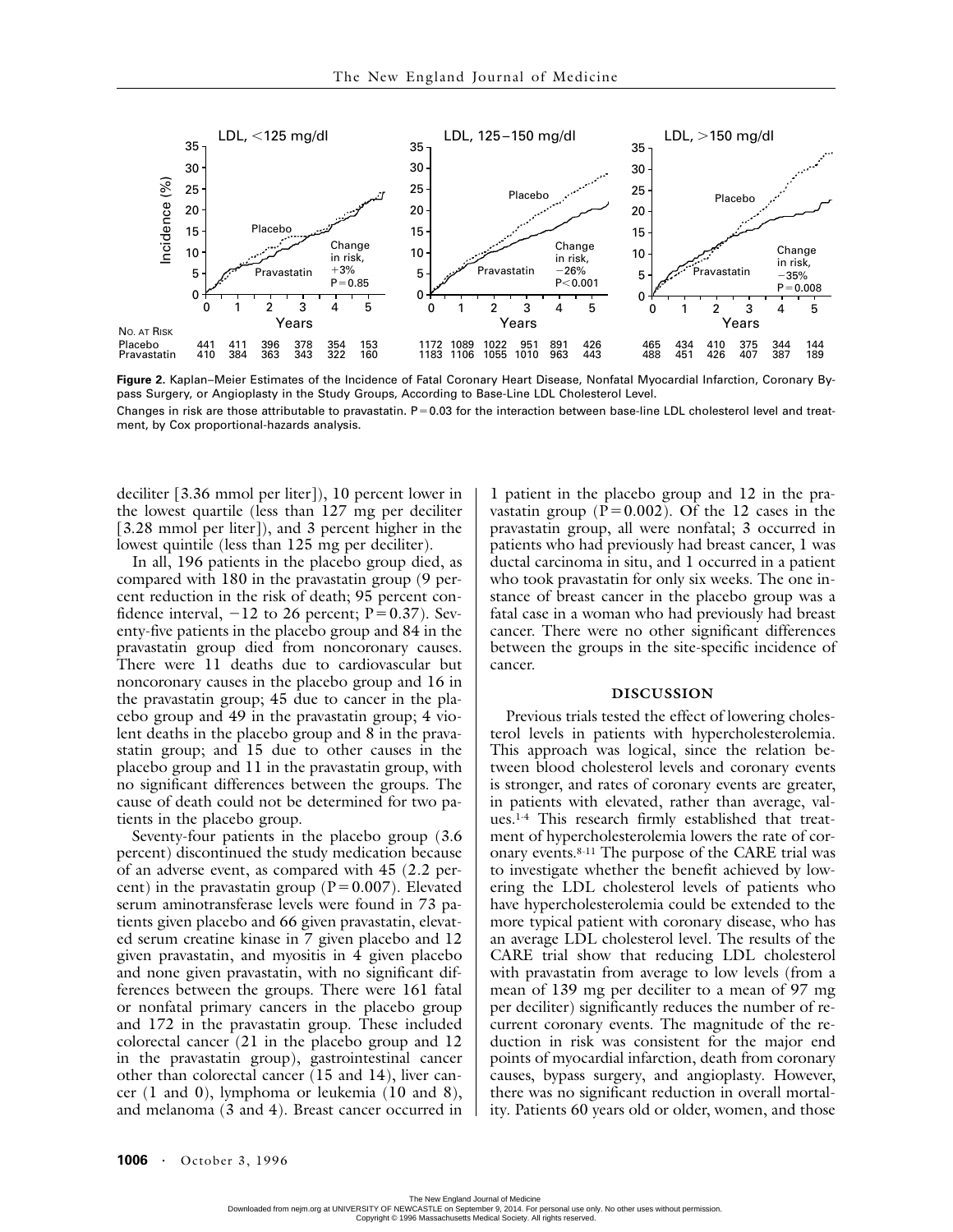**Figure 2.** Kaplan–Meier Estimates of the Incidence of Fatal Coronary Heart Disease, Nonfatal Myocardial Infarction, Coronary Bypass Surgery, or Angioplasty in the Study Groups, According to Base-Line LDL Cholesterol Level.

Changes in risk are those attributable to pravastatin. P=0.03 for the interaction between base-line LDL cholesterol level and treatment, by Cox proportional-hazards analysis.

deciliter [3.36 mmol per liter]), 10 percent lower in the lowest quartile (less than 127 mg per deciliter [3.28 mmol per liter]), and 3 percent higher in the lowest quintile (less than 125 mg per deciliter).

In all, 196 patients in the placebo group died, as compared with 180 in the pravastatin group (9 percent reduction in the risk of death; 95 percent confidence interval, −12 to 26 percent; P=0.37). Seventy-five patients in the placebo group and 84 in the pravastatin group died from noncoronary causes. There were 11 deaths due to cardiovascular but noncoronary causes in the placebo group and 16 in the pravastatin group; 45 due to cancer in the placebo group and 49 in the pravastatin group; 4 violent deaths in the placebo group and 8 in the pravastatin group; and 15 due to other causes in the placebo group and 11 in the pravastatin group, with no significant differences between the groups. The cause of death could not be determined for two patients in the placebo group.

Seventy-four patients in the placebo group (3.6 percent) discontinued the study medication because of an adverse event, as compared with 45 (2.2 percent) in the pravastatin group (P=0.007). Elevated serum aminotransferase levels were found in 73 patients given placebo and 66 given pravastatin, elevated serum creatine kinase in 7 given placebo and 12 given pravastatin, and myositis in 4 given placebo and none given pravastatin, with no significant differences between the groups. There were 161 fatal or nonfatal primary cancers in the placebo group and 172 in the pravastatin group. These included colorectal cancer (21 in the placebo group and 12 in the pravastatin group), gastrointestinal cancer other than colorectal cancer (15 and 14), liver cancer (1 and 0), lymphoma or leukemia (10 and 8), and melanoma (3 and 4). Breast cancer occurred in 1 patient in the placebo group and 12 in the pravastatin group (P=0.002). Of the 12 cases in the pravastatin group, all were nonfatal; 3 occurred in patients who had previously had breast cancer, 1 was ductal carcinoma in situ, and 1 occurred in a patient who took pravastatin for only six weeks. The one instance of breast cancer in the placebo group was a fatal case in a woman who had previously had breast cancer. There were no other significant differences between the groups in the site-specific incidence of cancer.

## DISCUSSION

Previous trials tested the effect of lowering cholesterol levels in patients with hypercholesterolemia. This approach was logical, since the relation between blood cholesterol levels and coronary events is stronger, and rates of coronary events are greater, in patients with elevated, rather than average, values.[1-4] This research firmly established that treatment of hypercholesterolemia lowers the rate of coronary events.[8-11] The purpose of the CARE trial was to investigate whether the benefit achieved by lowering the LDL cholesterol levels of patients who have hypercholesterolemia could be extended to the more typical patient with coronary disease, who has an average LDL cholesterol level. The results of the CARE trial show that reducing LDL cholesterol with pravastatin from average to low levels (from a mean of 139 mg per deciliter to a mean of 97 mg per deciliter) significantly reduces the number of recurrent coronary events. The magnitude of the reduction in risk was consistent for the major end points of myocardial infarction, death from coronary causes, bypass surgery, and angioplasty. However, there was no significant reduction in overall mortality. Patients 60 years old or older, women, and those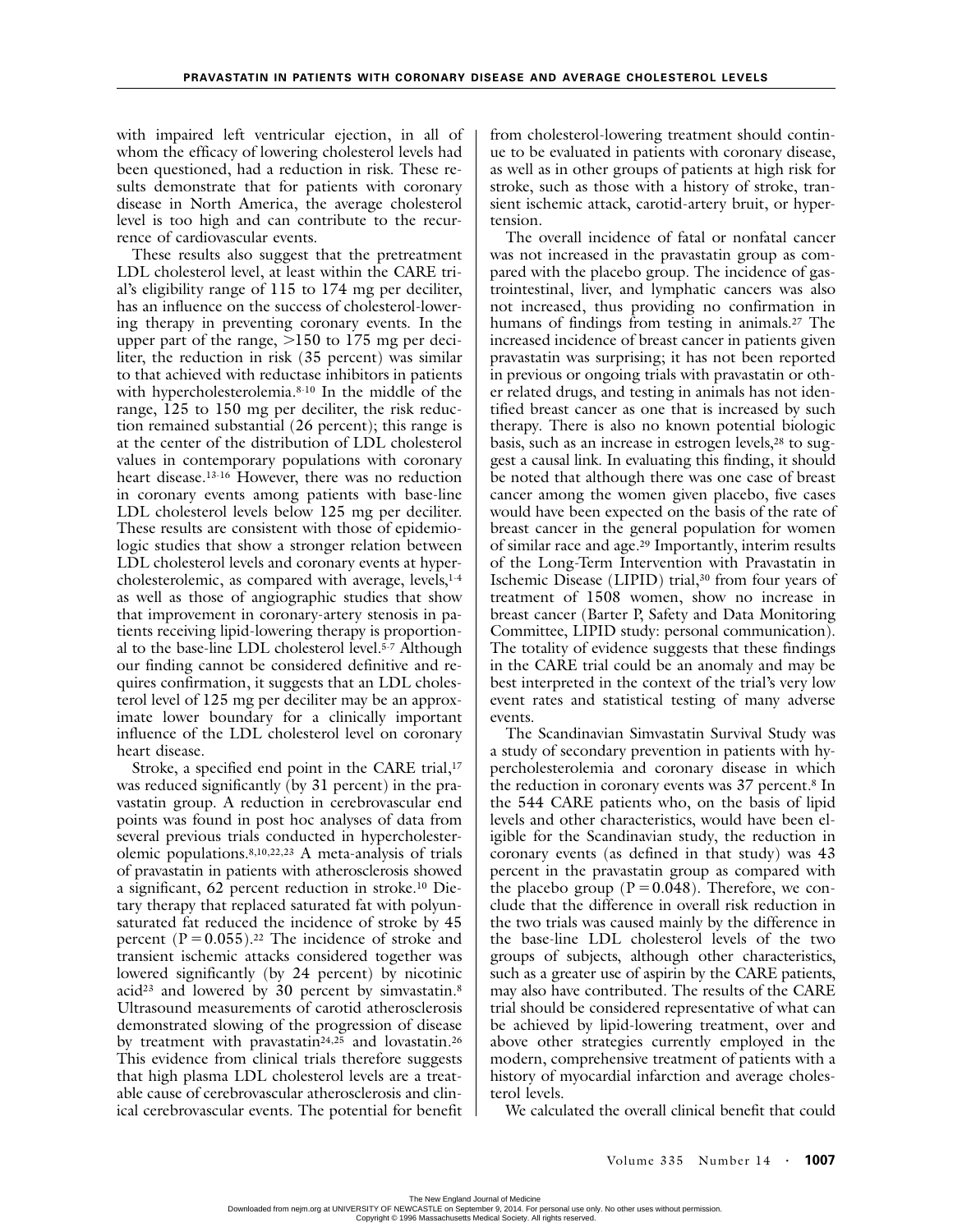with impaired left ventricular ejection, in all of whom the efficacy of lowering cholesterol levels had been questioned, had a reduction in risk. These results demonstrate that for patients with coronary disease in North America, the average cholesterol level is too high and can contribute to the recurrence of cardiovascular events.

These results also suggest that the pretreatment LDL cholesterol level, at least within the CARE trial's eligibility range of 115 to 174 mg per deciliter, has an influence on the success of cholesterol-lowering therapy in preventing coronary events. In the upper part of the range, >150 to 175 mg per deciliter, the reduction in risk (35 percent) was similar to that achieved with reductase inhibitors in patients with hypercholesterolemia.[8-10] In the middle of the range, 125 to 150 mg per deciliter, the risk reduction remained substantial (26 percent); this range is at the center of the distribution of LDL cholesterol values in contemporary populations with coronary heart disease.[13-16] However, there was no reduction in coronary events among patients with base-line LDL cholesterol levels below 125 mg per deciliter. These results are consistent with those of epidemiologic studies that show a stronger relation between LDL cholesterol levels and coronary events at hypercholesterolemic, as compared with average, levels,[1-4] as well as those of angiographic studies that show that improvement in coronary-artery stenosis in patients receiving lipid-lowering therapy is proportional to the base-line LDL cholesterol level.[5-7] Although our finding cannot be considered definitive and requires confirmation, it suggests that an LDL cholesterol level of 125 mg per deciliter may be an approximate lower boundary for a clinically important influence of the LDL cholesterol level on coronary heart disease.

Stroke, a specified end point in the CARE trial,[17] was reduced significantly (by 31 percent) in the pravastatin group. A reduction in cerebrovascular end points was found in post hoc analyses of data from several previous trials conducted in hypercholesterolemic populations.[8,10,22,23] A meta-analysis of trials of pravastatin in patients with atherosclerosis showed a significant, 62 percent reduction in stroke.[10] Dietary therapy that replaced saturated fat with polyunsaturated fat reduced the incidence of stroke by 45 percent ($P = 0.055$).[22] The incidence of stroke and transient ischemic attacks considered together was lowered significantly (by 24 percent) by nicotinic acid[23] and lowered by 30 percent by simvastatin.[8] Ultrasound measurements of carotid atherosclerosis demonstrated slowing of the progression of disease by treatment with pravastatin[24,25] and lovastatin.[26] This evidence from clinical trials therefore suggests that high plasma LDL cholesterol levels are a treatable cause of cerebrovascular atherosclerosis and clinical cerebrovascular events. The potential for benefit from cholesterol-lowering treatment should continue to be evaluated in patients with coronary disease, as well as in other groups of patients at high risk for stroke, such as those with a history of stroke, transient ischemic attack, carotid-artery bruit, or hypertension.

The overall incidence of fatal or nonfatal cancer was not increased in the pravastatin group as compared with the placebo group. The incidence of gastrointestinal, liver, and lymphatic cancers was also not increased, thus providing no confirmation in humans of findings from testing in animals.[27] The increased incidence of breast cancer in patients given pravastatin was surprising; it has not been reported in previous or ongoing trials with pravastatin or other related drugs, and testing in animals has not identified breast cancer as one that is increased by such therapy. There is also no known potential biologic basis, such as an increase in estrogen levels,[28] to suggest a causal link. In evaluating this finding, it should be noted that although there was one case of breast cancer among the women given placebo, five cases would have been expected on the basis of the rate of breast cancer in the general population for women of similar race and age.[29] Importantly, interim results of the Long-Term Intervention with Pravastatin in Ischemic Disease (LIPID) trial,[30] from four years of treatment of 1508 women, show no increase in breast cancer (Barter P, Safety and Data Monitoring Committee, LIPID study: personal communication). The totality of evidence suggests that these findings in the CARE trial could be an anomaly and may be best interpreted in the context of the trial's very low event rates and statistical testing of many adverse events.

The Scandinavian Simvastatin Survival Study was a study of secondary prevention in patients with hypercholesterolemia and coronary disease in which the reduction in coronary events was 37 percent.[8] In the 544 CARE patients who, on the basis of lipid levels and other characteristics, would have been eligible for the Scandinavian study, the reduction in coronary events (as defined in that study) was 43 percent in the pravastatin group as compared with the placebo group ($P = 0.048$). Therefore, we conclude that the difference in overall risk reduction in the two trials was caused mainly by the difference in the base-line LDL cholesterol levels of the two groups of subjects, although other characteristics, such as a greater use of aspirin by the CARE patients, may also have contributed. The results of the CARE trial should be considered representative of what can be achieved by lipid-lowering treatment, over and above other strategies currently employed in the modern, comprehensive treatment of patients with a history of myocardial infarction and average cholesterol levels.

We calculated the overall clinical benefit that could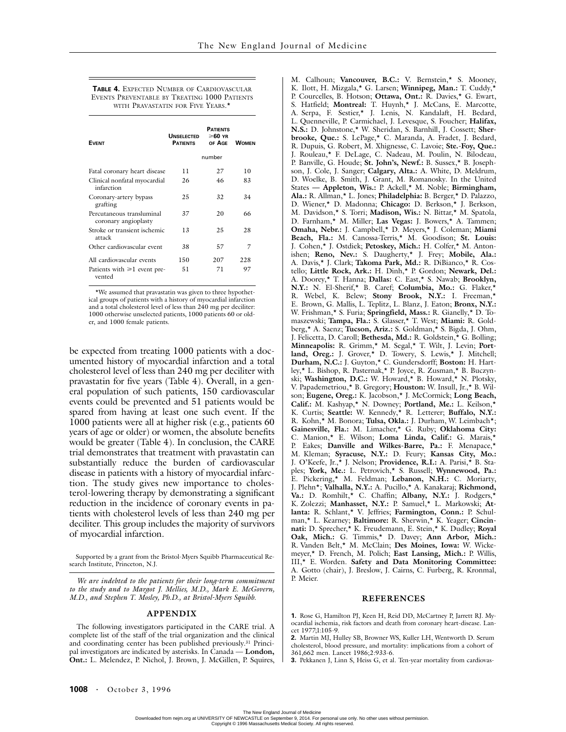**TABLE 4.** EXPECTED NUMBER OF CARDIOVASCULAR EVENTS PREVENTABLE BY TREATING 1000 PATIENTS WITH PRAVASTATIN FOR FIVE YEARS.*

| EVENT | UNSELECTED PATIENTS | PATIENTS ≥60 YR OF AGE | WOMEN |
|---|---|---|---|
| | number | | |
| Fatal coronary heart disease | 11 | 27 | 10 |
| Clinical nonfatal myocardial infarction | 26 | 46 | 83 |
| Coronary-artery bypass grafting | 25 | 32 | 34 |
| Percutaneous transluminal coronary angioplasty | 37 | 20 | 66 |
| Stroke or transient ischemic attack | 13 | 25 | 28 |
| Other cardiovascular event | 38 | 57 | 7 |
| All cardiovascular events | 150 | 207 | 228 |
| Patients with ≥1 event prevented | 51 | 71 | 97 |

*We assumed that pravastatin was given to three hypothetical groups of patients with a history of myocardial infarction and a total cholesterol level of less than 240 mg per deciliter: 1000 otherwise unselected patients, 1000 patients 60 or older, and 1000 female patients.

be expected from treating 1000 patients with a documented history of myocardial infarction and a total cholesterol level of less than 240 mg per deciliter with pravastatin for five years (Table 4). Overall, in a general population of such patients, 150 cardiovascular events could be prevented and 51 patients would be spared from having at least one such event. If the 1000 patients were all at higher risk (e.g., patients 60 years of age or older) or women, the absolute benefits would be greater (Table 4). In conclusion, the CARE trial demonstrates that treatment with pravastatin can substantially reduce the burden of cardiovascular disease in patients with a history of myocardial infarction. The study gives new importance to cholesterol-lowering therapy by demonstrating a significant reduction in the incidence of coronary events in patients with cholesterol levels of less than 240 mg per deciliter. This group includes the majority of survivors of myocardial infarction.

Supported by a grant from the Bristol-Myers Squibb Pharmaceutical Research Institute, Princeton, N.J.

*We are indebted to the patients for their long-term commitment to the study and to Margot J. Mellies, M.D., Mark E. McGovern, M.D., and Stephen T. Mosley, Ph.D., at Bristol-Myers Squibb.*

## APPENDIX

The following investigators participated in the CARE trial. A complete list of the staff of the trial organization and the clinical and coordinating center has been published previously.[31] Principal investigators are indicated by asterisks. In Canada — **London, Ont.:** L. Melendez, P. Nichol, J. Brown, J. McGillen, P. Squires, M. Calhoun; **Vancouver, B.C.:** V. Bernstein,* S. Mooney, K. Ilott, H. Mizgala,* G. Larsen; **Winnipeg, Man.:** T. Cuddy,* P. Courcelles, B. Hotson; **Ottawa, Ont.:** R. Davies,* G. Ewart, S. Hatfield; **Montreal:** T. Huynh,* J. McCans, E. Marcotte, A. Serpa, F. Sestier,* J. Lenis, N. Kandalaft, H. Bedard, L. Quenneville, P. Carmichael, J. Levesque, S. Foucher; **Halifax, N.S.:** D. Johnstone,* W. Sheridan, S. Barnhill, J. Cossett; **Sherbrooke, Que.:** S. LePage,* C. Maranda, A. Fradet, J. Bedard, R. Dupuis, G. Robert, M. Xhignesse, C. Lavoie; **Ste.-Foy, Que.:** J. Rouleau,* F. DeLage, C. Nadeau, M. Poulin, N. Bilodeau, P. Banville, G. Houde; **St. John's, Newf.:** B. Sussex,* B. Josephson, J. Cole, J. Sanger; **Calgary, Alta.:** A. White, D. Meldrum, D. Woelke, B. Smith, J. Grant, M. Romanosky. In the United States — **Appleton, Wis.:** P. Ackell,* M. Noble; **Birmingham, Ala.:** R. Allman,* L. Jones; **Philadelphia:** B. Berger,* D. Palazzo, D. Wiener,* D. Madonna; **Chicago:** D. Berkson,* J. Berkson, M. Davidson,* S. Torri; **Madison, Wis.:** N. Bittar,* M. Spatola, D. Farnham,* M. Miller; **Las Vegas:** J. Bowers,* A. Tammen; **Omaha, Nebr.:** J. Campbell,* D. Meyers,* J. Coleman; **Miami Beach, Fla.:** M. Canossa-Terris,* M. Goodison; **St. Louis:** J. Cohen,* J. Ostdiek; **Petoskey, Mich.:** H. Colfer,* M. Antonishen; **Reno, Nev.:** S. Daugherty,* J. Frey; **Mobile, Ala.:** A. Davis,* J. Clark; **Takoma Park, Md.:** R. DiBianco,* R. Costello; **Little Rock, Ark.:** H. Dinh,* P. Gordon; **Newark, Del.:** A. Doorey,* T. Hanna; **Dallas:** C. East,* S. Nawab; **Brooklyn, N.Y.:** N. El-Sherif,* B. Caref; **Columbia, Mo.:** G. Flaker,* R. Webel, K. Belew; **Stony Brook, N.Y.:** I. Freeman,* E. Brown, G. Mallis, L. Teplitz, L. Blanz, J. Eaton; **Bronx, N.Y.:** W. Frishman,* S. Furia; **Springfield, Mass.:** R. Gianelly,* D. Tomaszewski; **Tampa, Fla.:** S. Glasser,* T. West; **Miami:** R. Goldberg,* A. Saenz; **Tucson, Ariz.:** S. Goldman,* S. Bigda, J. Ohm, J. Felicetta, D. Caroll; **Bethesda, Md.:** R. Goldstein,* G. Bolling; **Minneapolis:** R. Grimm,* M. Segal,* T. Wilt, J. Levin; **Portland, Oreg.:** J. Grover,* D. Towery, S. Lewis,* J. Mitchell; **Durham, N.C.:** J. Guyton,* C. Gundersdorff; **Boston:** H. Hartley,* L. Bishop, R. Pasternak,* P. Joyce, R. Zusman,* B. Buczynski; **Washington, D.C.:** W. Howard,* B. Howard,* N. Plotsky, V. Papademetriou,* B. Gregory; **Houston:** W. Insull, Jr.,* B. Wilson; **Eugene, Oreg.:** K. Jacobson,* J. McCormick; **Long Beach, Calif.:** M. Kashyap,* N. Downey; **Portland, Me.:** L. Keilson,* K. Curtis; **Seattle:** W. Kennedy,* R. Letterer; **Buffalo, N.Y.:** R. Kohn,* M. Bonora; **Tulsa, Okla.:** J. Durham, W. Leimbach*; **Gainesville, Fla.:** M. Limacher,* G. Ruby; **Oklahoma City:** C. Manion,* E. Wilson; **Loma Linda, Calif.:** G. Marais,* P. Eakes; **Danville and Wilkes-Barre, Pa.:** F. Menapace,* M. Kleman; **Syracuse, N.Y.:** D. Feury; **Kansas City, Mo.:** J. O'Keefe, Jr.,* J. Nelson; **Providence, R.I.:** A. Parisi,* B. Staples; **York, Me.:** L. Petrovich,* S. Russell; **Wynnewood, Pa.:** E. Pickering,* M. Feldman; **Lebanon, N.H.:** C. Moriarty, J. Plehn*; **Valhalla, N.Y.:** A. Pucillo,* A. Kanakaraj; **Richmond, Va.:** D. Romhilt,* C. Chaffin; **Albany, N.Y.:** J. Rodgers,* K. Zolezzi; **Manhasset, N.Y.:** P. Samuel,* L. Markowski; **Atlanta:** R. Schlant,* V. Jeffries; **Farmington, Conn.:** P. Schulman,* L. Kearney; **Baltimore:** R. Sherwin,* K. Yeager; **Cincinnati:** D. Sprecher,* K. Freudemann, E. Stein,* K. Dudley; **Royal Oak, Mich.:** G. Timmis,* D. Davey; **Ann Arbor, Mich.:** R. Vanden Belt,* M. McClain; **Des Moines, Iowa:** W. Wickemeyer,* D. French, M. Polich; **East Lansing, Mich.:** P. Willis, III,* E. Worden. **Safety and Data Monitoring Committee:** A. Gotto (chair), J. Breslow, J. Cairns, C. Furberg, R. Kronmal, P. Meier.

## REFERENCES

**1.** Rose G, Hamilton PJ, Keen H, Reid DD, McCartney P, Jarrett RJ. Myocardial ischemia, risk factors and death from coronary heart-disease. Lancet 1977;1:105-9.

**2.** Martin MJ, Hulley SB, Browner WS, Kuller LH, Wentworth D. Serum cholesterol, blood pressure, and mortality: implications from a cohort of 361,662 men. Lancet 1986;2:933-6.

**3.** Pekkanen J, Linn S, Heiss G, et al. Ten-year mortality from cardiovas-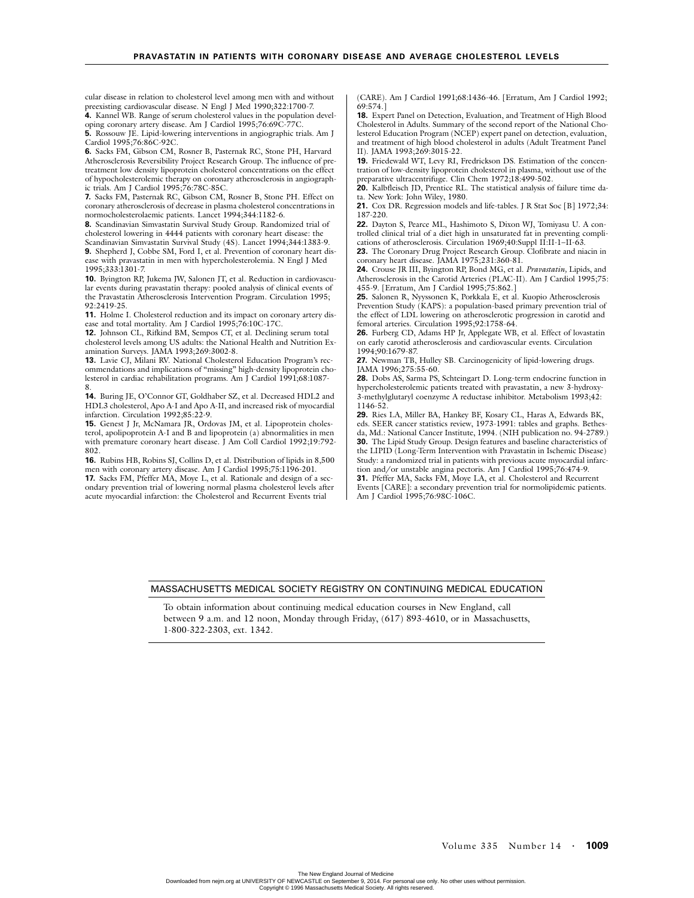cular disease in relation to cholesterol level among men with and without preexisting cardiovascular disease. N Engl J Med 1990;322:1700-7.

**4.** Kannel WB. Range of serum cholesterol values in the population developing coronary artery disease. Am J Cardiol 1995;76:69C-77C.

**5.** Rossouw JE. Lipid-lowering interventions in angiographic trials. Am J Cardiol 1995;76:86C-92C.

**6.** Sacks FM, Gibson CM, Rosner B, Pasternak RC, Stone PH, Harvard Atherosclerosis Reversibility Project Research Group. The influence of pretreatment low density lipoprotein cholesterol concentrations on the effect of hypocholesterolemic therapy on coronary atherosclerosis in angiographic trials. Am J Cardiol 1995;76:78C-85C.

**7.** Sacks FM, Pasternak RC, Gibson CM, Rosner B, Stone PH. Effect on coronary atherosclerosis of decrease in plasma cholesterol concentrations in normocholesterolaemic patients. Lancet 1994;344:1182-6.

**8.** Scandinavian Simvastatin Survival Study Group. Randomized trial of cholesterol lowering in 4444 patients with coronary heart disease: the Scandinavian Simvastatin Survival Study (4S). Lancet 1994;344:1383-9.

**9.** Shepherd J, Cobbe SM, Ford I, et al. Prevention of coronary heart disease with pravastatin in men with hypercholesterolemia. N Engl J Med 1995;333:1301-7.

**10.** Byington RP, Jukema JW, Salonen JT, et al. Reduction in cardiovascular events during pravastatin therapy: pooled analysis of clinical events of the Pravastatin Atherosclerosis Intervention Program. Circulation 1995; 92:2419-25.

**11.** Holme I. Cholesterol reduction and its impact on coronary artery disease and total mortality. Am J Cardiol 1995;76:10C-17C.

**12.** Johnson CL, Rifkind BM, Sempos CT, et al. Declining serum total cholesterol levels among US adults: the National Health and Nutrition Examination Surveys. JAMA 1993;269:3002-8.

**13.** Lavie CJ, Milani RV. National Cholesterol Education Program's recommendations and implications of "missing" high-density lipoprotein cholesterol in cardiac rehabilitation programs. Am J Cardiol 1991;68:1087-8.

**14.** Buring JE, O'Connor GT, Goldhaber SZ, et al. Decreased HDL2 and HDL3 cholesterol, Apo A-I and Apo A-II, and increased risk of myocardial infarction. Circulation 1992;85:22-9.

**15.** Genest J Jr, McNamara JR, Ordovas JM, et al. Lipoprotein cholesterol, apolipoprotein A-I and B and lipoprotein (a) abnormalities in men with premature coronary heart disease. J Am Coll Cardiol 1992;19:792-802.

**16.** Rubins HB, Robins SJ, Collins D, et al. Distribution of lipids in 8,500 men with coronary artery disease. Am J Cardiol 1995;75:1196-201.

**17.** Sacks FM, Pfeffer MA, Moye L, et al. Rationale and design of a secondary prevention trial of lowering normal plasma cholesterol levels after acute myocardial infarction: the Cholesterol and Recurrent Events trial (CARE). Am J Cardiol 1991;68:1436-46. [Erratum, Am J Cardiol 1992; 69:574.]

**18.** Expert Panel on Detection, Evaluation, and Treatment of High Blood Cholesterol in Adults. Summary of the second report of the National Cholesterol Education Program (NCEP) expert panel on detection, evaluation, and treatment of high blood cholesterol in adults (Adult Treatment Panel II). JAMA 1993;269:3015-22.

**19.** Friedewald WT, Levy RI, Fredrickson DS. Estimation of the concentration of low-density lipoprotein cholesterol in plasma, without use of the preparative ultracentrifuge. Clin Chem 1972;18:499-502.

**20.** Kalbfleisch JD, Prentice RL. The statistical analysis of failure time data. New York: John Wiley, 1980.

**21.** Cox DR. Regression models and life-tables. J R Stat Soc [B] 1972;34: 187-220.

**22.** Dayton S, Pearce ML, Hashimoto S, Dixon WJ, Tomiyasu U. A controlled clinical trial of a diet high in unsaturated fat in preventing complications of atherosclerosis. Circulation 1969;40:Suppl II:II-1–II-63.

**23.** The Coronary Drug Project Research Group. Clofibrate and niacin in coronary heart disease. JAMA 1975;231:360-81.

**24.** Crouse JR III, Byington RP, Bond MG, et al. *Pravastatin,* Lipids, and Atherosclerosis in the Carotid Arteries (PLAC-II). Am J Cardiol 1995;75: 455-9. [Erratum, Am J Cardiol 1995;75:862.]

**25.** Salonen R, Nyyssonen K, Porkkala E, et al. Kuopio Atherosclerosis Prevention Study (KAPS): a population-based primary prevention trial of the effect of LDL lowering on atherosclerotic progression in carotid and femoral arteries. Circulation 1995;92:1758-64.

**26.** Furberg CD, Adams HP Jr, Applegate WB, et al. Effect of lovastatin on early carotid atherosclerosis and cardiovascular events. Circulation 1994;90:1679-87.

**27.** Newman TB, Hulley SB. Carcinogenicity of lipid-lowering drugs. JAMA 1996;275:55-60.

**28.** Dobs AS, Sarma PS, Schteingart D. Long-term endocrine function in hypercholesterolemic patients treated with pravastatin, a new 3-hydroxy-3-methylglutaryl coenzyme A reductase inhibitor. Metabolism 1993;42: 1146-52.

**29.** Ries LA, Miller BA, Hankey BF, Kosary CL, Haras A, Edwards BK, eds. SEER cancer statistics review, 1973-1991: tables and graphs. Bethesda, Md.: National Cancer Institute, 1994. (NIH publication no. 94-2789.)

**30.** The Lipid Study Group. Design features and baseline characteristics of the LIPID (Long-Term Intervention with Pravastatin in Ischemic Disease) Study: a randomized trial in patients with previous acute myocardial infarction and/or unstable angina pectoris. Am J Cardiol 1995;76:474-9.

**31.** Pfeffer MA, Sacks FM, Moye LA, et al. Cholesterol and Recurrent Events [CARE]: a secondary prevention trial for normolipidemic patients. Am J Cardiol 1995;76:98C-106C.

## MASSACHUSETTS MEDICAL SOCIETY REGISTRY ON CONTINUING MEDICAL EDUCATION

To obtain information about continuing medical education courses in New England, call between 9 a.m. and 12 noon, Monday through Friday, (617) 893-4610, or in Massachusetts, 1-800-322-2303, ext. 1342.